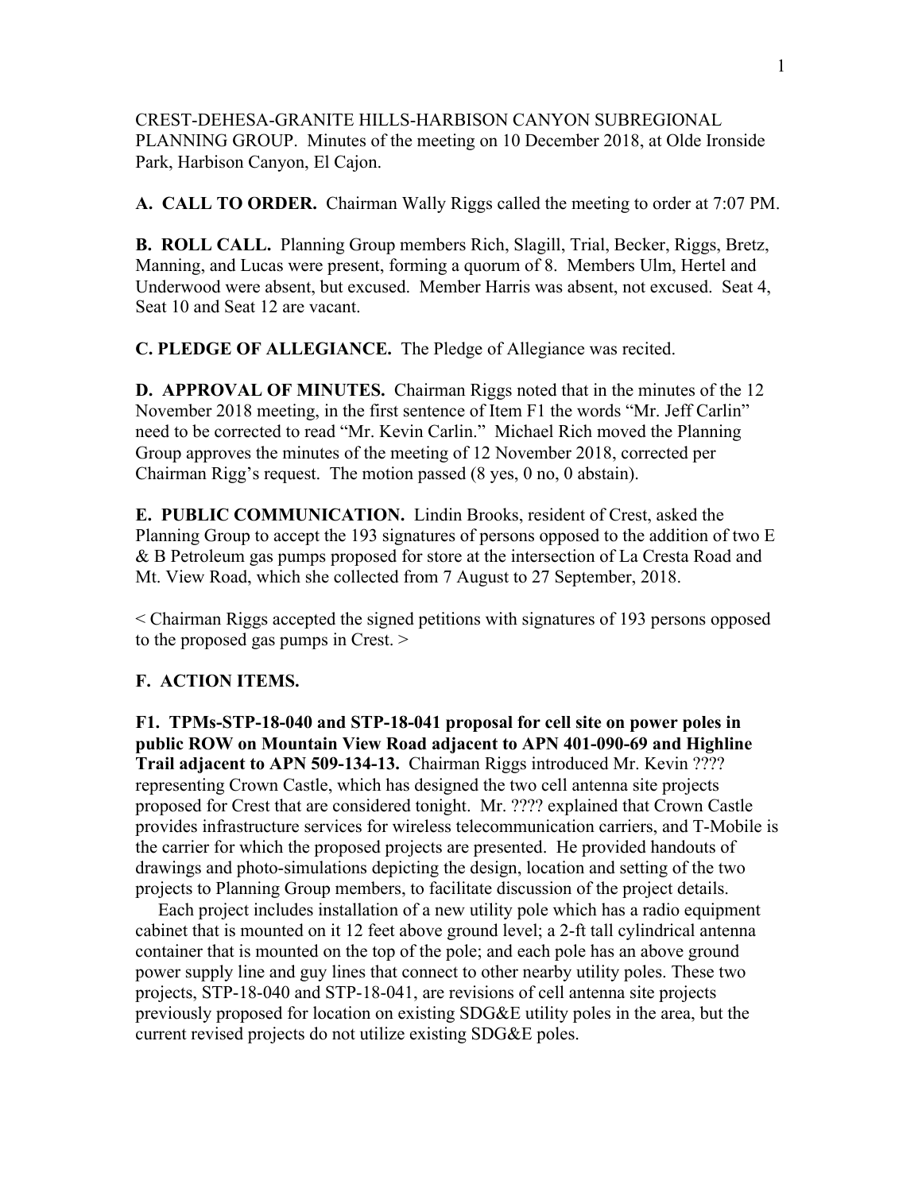CREST-DEHESA-GRANITE HILLS-HARBISON CANYON SUBREGIONAL PLANNING GROUP. Minutes of the meeting on 10 December 2018, at Olde Ironside Park, Harbison Canyon, El Cajon.

**A. CALL TO ORDER.** Chairman Wally Riggs called the meeting to order at 7:07 PM.

**B. ROLL CALL.** Planning Group members Rich, Slagill, Trial, Becker, Riggs, Bretz, Manning, and Lucas were present, forming a quorum of 8. Members Ulm, Hertel and Underwood were absent, but excused. Member Harris was absent, not excused. Seat 4, Seat 10 and Seat 12 are vacant.

**C. PLEDGE OF ALLEGIANCE.** The Pledge of Allegiance was recited.

**D. APPROVAL OF MINUTES.** Chairman Riggs noted that in the minutes of the 12 November 2018 meeting, in the first sentence of Item F1 the words "Mr. Jeff Carlin" need to be corrected to read "Mr. Kevin Carlin." Michael Rich moved the Planning Group approves the minutes of the meeting of 12 November 2018, corrected per Chairman Rigg's request. The motion passed (8 yes, 0 no, 0 abstain).

**E. PUBLIC COMMUNICATION.** Lindin Brooks, resident of Crest, asked the Planning Group to accept the 193 signatures of persons opposed to the addition of two E & B Petroleum gas pumps proposed for store at the intersection of La Cresta Road and Mt. View Road, which she collected from 7 August to 27 September, 2018.

< Chairman Riggs accepted the signed petitions with signatures of 193 persons opposed to the proposed gas pumps in Crest. >

**F. ACTION ITEMS.**

**F1. TPMs-STP-18-040 and STP-18-041 proposal for cell site on power poles in public ROW on Mountain View Road adjacent to APN 401-090-69 and Highline Trail adjacent to APN 509-134-13.** Chairman Riggs introduced Mr. Kevin ???? representing Crown Castle, which has designed the two cell antenna site projects proposed for Crest that are considered tonight. Mr. ???? explained that Crown Castle provides infrastructure services for wireless telecommunication carriers, and T-Mobile is the carrier for which the proposed projects are presented. He provided handouts of drawings and photo-simulations depicting the design, location and setting of the two projects to Planning Group members, to facilitate discussion of the project details.

Each project includes installation of a new utility pole which has a radio equipment cabinet that is mounted on it 12 feet above ground level; a 2-ft tall cylindrical antenna container that is mounted on the top of the pole; and each pole has an above ground power supply line and guy lines that connect to other nearby utility poles. These two projects, STP-18-040 and STP-18-041, are revisions of cell antenna site projects previously proposed for location on existing SDG&E utility poles in the area, but the current revised projects do not utilize existing SDG&E poles.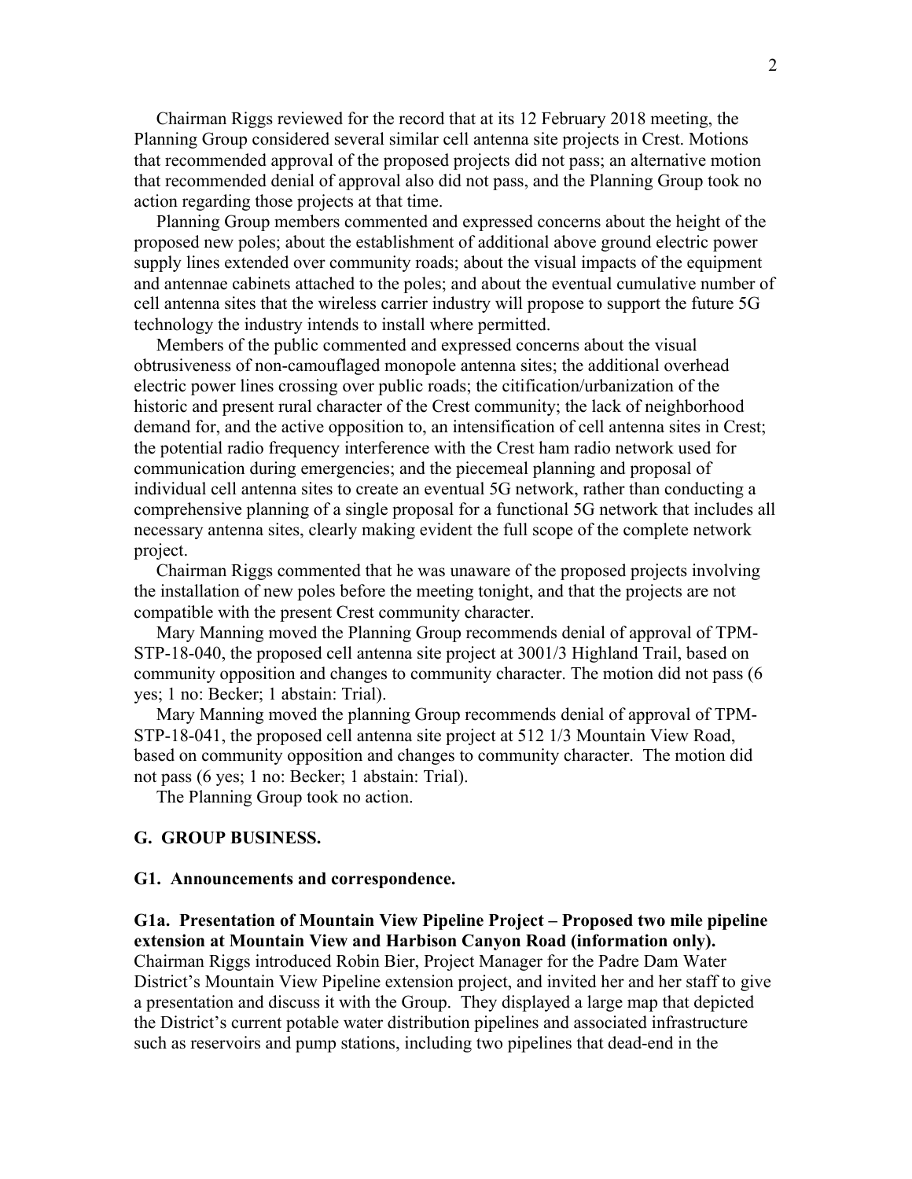Chairman Riggs reviewed for the record that at its 12 February 2018 meeting, the Planning Group considered several similar cell antenna site projects in Crest. Motions that recommended approval of the proposed projects did not pass; an alternative motion that recommended denial of approval also did not pass, and the Planning Group took no action regarding those projects at that time.

Planning Group members commented and expressed concerns about the height of the proposed new poles; about the establishment of additional above ground electric power supply lines extended over community roads; about the visual impacts of the equipment and antennae cabinets attached to the poles; and about the eventual cumulative number of cell antenna sites that the wireless carrier industry will propose to support the future 5G technology the industry intends to install where permitted.

Members of the public commented and expressed concerns about the visual obtrusiveness of non-camouflaged monopole antenna sites; the additional overhead electric power lines crossing over public roads; the citification/urbanization of the historic and present rural character of the Crest community; the lack of neighborhood demand for, and the active opposition to, an intensification of cell antenna sites in Crest; the potential radio frequency interference with the Crest ham radio network used for communication during emergencies; and the piecemeal planning and proposal of individual cell antenna sites to create an eventual 5G network, rather than conducting a comprehensive planning of a single proposal for a functional 5G network that includes all necessary antenna sites, clearly making evident the full scope of the complete network project.

Chairman Riggs commented that he was unaware of the proposed projects involving the installation of new poles before the meeting tonight, and that the projects are not compatible with the present Crest community character.

Mary Manning moved the Planning Group recommends denial of approval of TPM-STP-18-040, the proposed cell antenna site project at 3001/3 Highland Trail, based on community opposition and changes to community character. The motion did not pass (6 yes; 1 no: Becker; 1 abstain: Trial).

Mary Manning moved the planning Group recommends denial of approval of TPM-STP-18-041, the proposed cell antenna site project at 512 1/3 Mountain View Road, based on community opposition and changes to community character. The motion did not pass (6 yes; 1 no: Becker; 1 abstain: Trial).

The Planning Group took no action.

## G. GROUP BUSINESS.

### G1. Announcements and correspondence.

**G1a. Presentation of Mountain View Pipeline Project – Proposed two mile pipeline extension at Mountain View and Harbison Canyon Road (information only).**
Chairman Riggs introduced Robin Bier, Project Manager for the Padre Dam Water District's Mountain View Pipeline extension project, and invited her and her staff to give a presentation and discuss it with the Group. They displayed a large map that depicted the District's current potable water distribution pipelines and associated infrastructure such as reservoirs and pump stations, including two pipelines that dead-end in the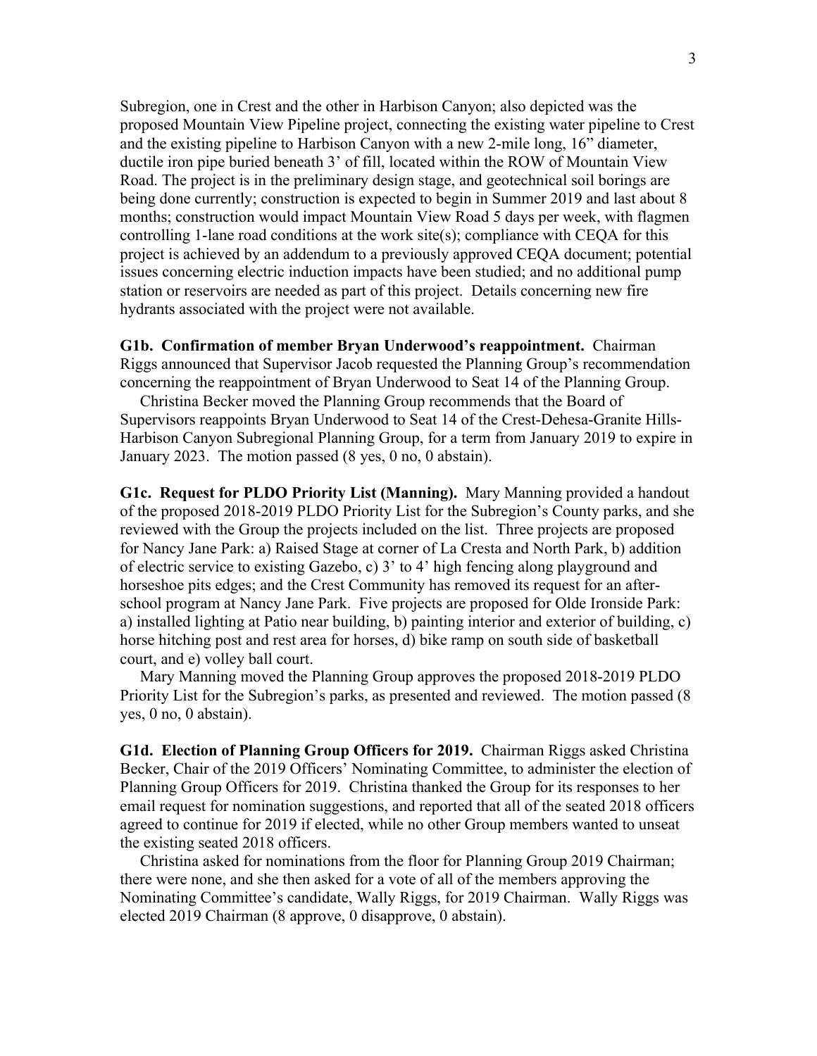Subregion, one in Crest and the other in Harbison Canyon; also depicted was the proposed Mountain View Pipeline project, connecting the existing water pipeline to Crest and the existing pipeline to Harbison Canyon with a new 2-mile long, 16" diameter, ductile iron pipe buried beneath 3' of fill, located within the ROW of Mountain View Road. The project is in the preliminary design stage, and geotechnical soil borings are being done currently; construction is expected to begin in Summer 2019 and last about 8 months; construction would impact Mountain View Road 5 days per week, with flagmen controlling 1-lane road conditions at the work site(s); compliance with CEQA for this project is achieved by an addendum to a previously approved CEQA document; potential issues concerning electric induction impacts have been studied; and no additional pump station or reservoirs are needed as part of this project. Details concerning new fire hydrants associated with the project were not available.

**G1b. Confirmation of member Bryan Underwood's reappointment.** Chairman Riggs announced that Supervisor Jacob requested the Planning Group's recommendation concerning the reappointment of Bryan Underwood to Seat 14 of the Planning Group.

Christina Becker moved the Planning Group recommends that the Board of Supervisors reappoints Bryan Underwood to Seat 14 of the Crest-Dehesa-Granite Hills-Harbison Canyon Subregional Planning Group, for a term from January 2019 to expire in January 2023. The motion passed (8 yes, 0 no, 0 abstain).

**G1c. Request for PLDO Priority List (Manning).** Mary Manning provided a handout of the proposed 2018-2019 PLDO Priority List for the Subregion's County parks, and she reviewed with the Group the projects included on the list. Three projects are proposed for Nancy Jane Park: a) Raised Stage at corner of La Cresta and North Park, b) addition of electric service to existing Gazebo, c) 3' to 4' high fencing along playground and horseshoe pits edges; and the Crest Community has removed its request for an after-school program at Nancy Jane Park. Five projects are proposed for Olde Ironside Park: a) installed lighting at Patio near building, b) painting interior and exterior of building, c) horse hitching post and rest area for horses, d) bike ramp on south side of basketball court, and e) volley ball court.

Mary Manning moved the Planning Group approves the proposed 2018-2019 PLDO Priority List for the Subregion's parks, as presented and reviewed. The motion passed (8 yes, 0 no, 0 abstain).

**G1d. Election of Planning Group Officers for 2019.** Chairman Riggs asked Christina Becker, Chair of the 2019 Officers' Nominating Committee, to administer the election of Planning Group Officers for 2019. Christina thanked the Group for its responses to her email request for nomination suggestions, and reported that all of the seated 2018 officers agreed to continue for 2019 if elected, while no other Group members wanted to unseat the existing seated 2018 officers.

Christina asked for nominations from the floor for Planning Group 2019 Chairman; there were none, and she then asked for a vote of all of the members approving the Nominating Committee's candidate, Wally Riggs, for 2019 Chairman. Wally Riggs was elected 2019 Chairman (8 approve, 0 disapprove, 0 abstain).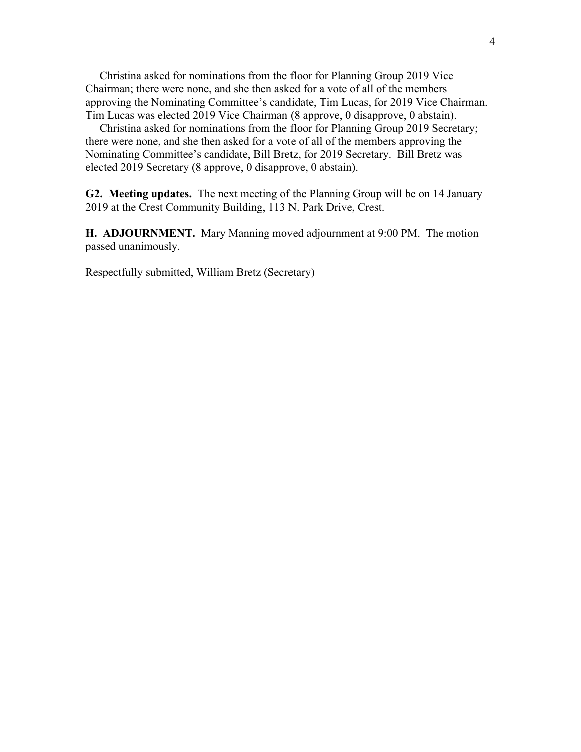Christina asked for nominations from the floor for Planning Group 2019 Vice Chairman; there were none, and she then asked for a vote of all of the members approving the Nominating Committee's candidate, Tim Lucas, for 2019 Vice Chairman. Tim Lucas was elected 2019 Vice Chairman (8 approve, 0 disapprove, 0 abstain).

Christina asked for nominations from the floor for Planning Group 2019 Secretary; there were none, and she then asked for a vote of all of the members approving the Nominating Committee's candidate, Bill Bretz, for 2019 Secretary. Bill Bretz was elected 2019 Secretary (8 approve, 0 disapprove, 0 abstain).

**G2. Meeting updates.** The next meeting of the Planning Group will be on 14 January 2019 at the Crest Community Building, 113 N. Park Drive, Crest.

**H. ADJOURNMENT.** Mary Manning moved adjournment at 9:00 PM. The motion passed unanimously.

Respectfully submitted, William Bretz (Secretary)